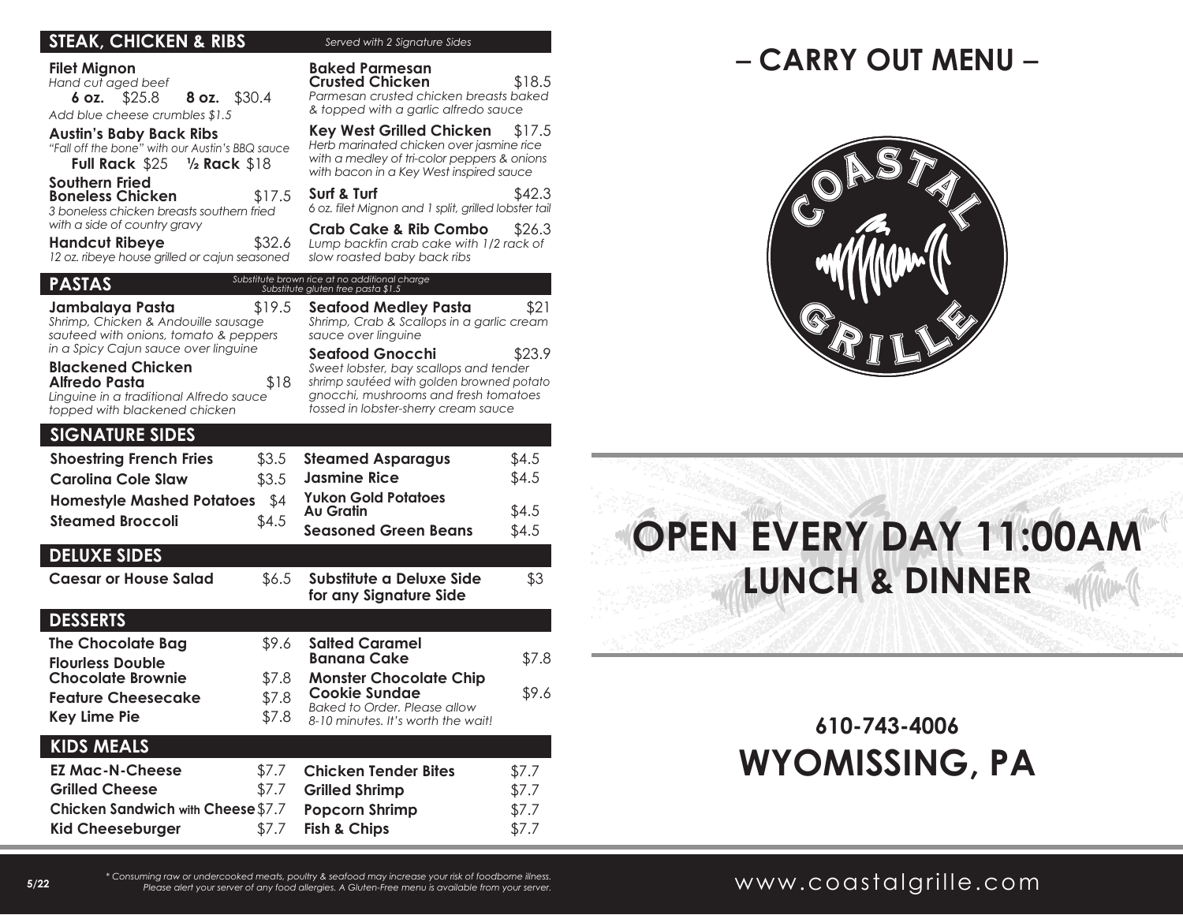# – CARRY OUT MENU –

## STEAK, CHICKEN & RIBS

*Served with 2 Signature Sides*

**Filet Mignon**
*Hand cut aged beef*
**6 oz.** $25.8 **8 oz.** $30.4
*Add blue cheese crumbles $1.5*

**Austin's Baby Back Ribs**
*"Fall off the bone" with our Austin's BBQ sauce*
**Full Rack** $25 **½ Rack** $18

**Southern Fried Boneless Chicken** $17.5
*3 boneless chicken breasts southern fried with a side of country gravy*

**Handcut Ribeye** $32.6
*12 oz. ribeye house grilled or cajun seasoned*

**Baked Parmesan Crusted Chicken** $18.5
*Parmesan crusted chicken breasts baked & topped with a garlic alfredo sauce*

**Key West Grilled Chicken** $17.5
*Herb marinated chicken over jasmine rice with a medley of tri-color peppers & onions with bacon in a Key West inspired sauce*

**Surf & Turf** $42.3
*6 oz. filet Mignon and 1 split, grilled lobster tail*

**Crab Cake & Rib Combo** $26.3
*Lump backfin crab cake with 1/2 rack of slow roasted baby back ribs*

## PASTAS

*Substitute brown rice at no additional charge*
*Substitute gluten free pasta $1.5*

**Jambalaya Pasta** $19.5
*Shrimp, Chicken & Andouille sausage sauteed with onions, tomato & peppers in a Spicy Cajun sauce over linguine*

**Blackened Chicken Alfredo Pasta** $18
*Linguine in a traditional Alfredo sauce topped with blackened chicken*

**Seafood Medley Pasta** $21
*Shrimp, Crab & Scallops in a garlic cream sauce over linguine*

**Seafood Gnocchi** $23.9
*Sweet lobster, bay scallops and tender shrimp sautéed with golden browned potato gnocchi, mushrooms and fresh tomatoes tossed in lobster-sherry cream sauce*

## SIGNATURE SIDES

| Item | Price |
|---|---|
| Shoestring French Fries | $3.5 |
| Carolina Cole Slaw | $3.5 |
| Homestyle Mashed Potatoes | $4 |
| Steamed Broccoli | $4.5 |
| Steamed Asparagus | $4.5 |
| Jasmine Rice | $4.5 |
| Yukon Gold Potatoes Au Gratin | $4.5 |
| Seasoned Green Beans | $4.5 |

## DELUXE SIDES

| Item | Price |
|---|---|
| Caesar or House Salad | $6.5 |
| Substitute a Deluxe Side for any Signature Side | $3 |

## DESSERTS

| Item | Price |
|---|---|
| The Chocolate Bag | $9.6 |
| Flourless Double Chocolate Brownie | $7.8 |
| Feature Cheesecake | $7.8 |
| Key Lime Pie | $7.8 |
| Salted Caramel Banana Cake | $7.8 |
| Monster Chocolate Chip Cookie Sundae | $9.6 |

*Baked to Order. Please allow 8-10 minutes. It's worth the wait!*

## KIDS MEALS

| Item | Price |
|---|---|
| EZ Mac-N-Cheese | $7.7 |
| Grilled Cheese | $7.7 |
| Chicken Sandwich with Cheese | $7.7 |
| Kid Cheeseburger | $7.7 |
| Chicken Tender Bites | $7.7 |
| Grilled Shrimp | $7.7 |
| Popcorn Shrimp | $7.7 |
| Fish & Chips | $7.7 |

COASTAL GRILLE

# OPEN EVERY DAY 11:00AM
## LUNCH & DINNER

**610-743-4006**

# WYOMISSING, PA

5/22

*\* Consuming raw or undercooked meats, poultry & seafood may increase your risk of foodborne illness. Please alert your server of any food allergies. A Gluten-Free menu is available from your server.*

www.coastalgrille.com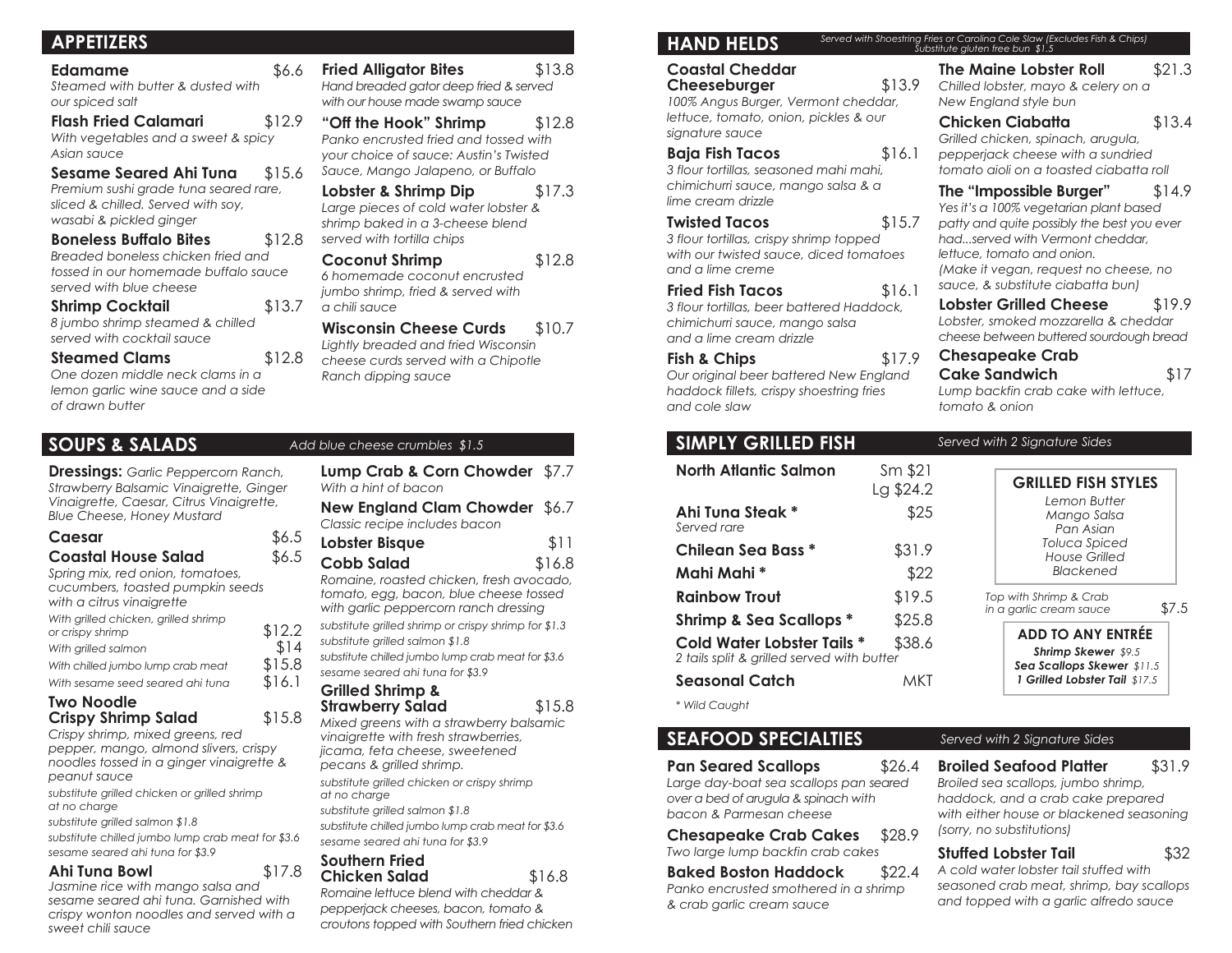## APPETIZERS

**Edamame** $6.6
*Steamed with butter & dusted with our spiced salt*

**Flash Fried Calamari** $12.9
*With vegetables and a sweet & spicy Asian sauce*

**Sesame Seared Ahi Tuna** $15.6
*Premium sushi grade tuna seared rare, sliced & chilled. Served with soy, wasabi & pickled ginger*

**Boneless Buffalo Bites** $12.8
*Breaded boneless chicken fried and tossed in our homemade buffalo sauce served with blue cheese*

**Shrimp Cocktail** $13.7
*8 jumbo shrimp steamed & chilled served with cocktail sauce*

**Steamed Clams** $12.8
*One dozen middle neck clams in a lemon garlic wine sauce and a side of drawn butter*

**Fried Alligator Bites** $13.8
*Hand breaded gator deep fried & served with our house made swamp sauce*

**"Off the Hook" Shrimp** $12.8
*Panko encrusted fried and tossed with your choice of sauce: Austin's Twisted Sauce, Mango Jalapeno, or Buffalo*

**Lobster & Shrimp Dip** $17.3
*Large pieces of cold water lobster & shrimp baked in a 3-cheese blend served with tortilla chips*

**Coconut Shrimp** $12.8
*6 homemade coconut encrusted jumbo shrimp, fried & served with a chili sauce*

**Wisconsin Cheese Curds** $10.7
*Lightly breaded and fried Wisconsin cheese curds served with a Chipotle Ranch dipping sauce*

## SOUPS & SALADS

*Add blue cheese crumbles $1.5*

**Dressings:** *Garlic Peppercorn Ranch, Strawberry Balsamic Vinaigrette, Ginger Vinaigrette, Caesar, Citrus Vinaigrette, Blue Cheese, Honey Mustard*

**Caesar** $6.5

**Coastal House Salad** $6.5
*Spring mix, red onion, tomatoes, cucumbers, toasted pumpkin seeds with a citrus vinaigrette*

*With grilled chicken, grilled shrimp or crispy shrimp* $12.2
*With grilled salmon* $14
*With chilled jumbo lump crab meat* $15.8
*With sesame seed seared ahi tuna* $16.1

**Two Noodle Crispy Shrimp Salad** $15.8
*Crispy shrimp, mixed greens, red pepper, mango, almond slivers, crispy noodles tossed in a ginger vinaigrette & peanut sauce*

*substitute grilled chicken or grilled shrimp at no charge*
*substitute grilled salmon $1.8*
*substitute chilled jumbo lump crab meat for $3.6*
*sesame seared ahi tuna for $3.9*

**Ahi Tuna Bowl** $17.8
*Jasmine rice with mango salsa and sesame seared ahi tuna. Garnished with crispy wonton noodles and served with a sweet chili sauce*

**Lump Crab & Corn Chowder** $7.7
*With a hint of bacon*

**New England Clam Chowder** $6.7
*Classic recipe includes bacon*

**Lobster Bisque** $11

**Cobb Salad** $16.8
*Romaine, roasted chicken, fresh avocado, tomato, egg, bacon, blue cheese tossed with garlic peppercorn ranch dressing*

*substitute grilled shrimp or crispy shrimp for $1.3*
*substitute grilled salmon $1.8*
*substitute chilled jumbo lump crab meat for $3.6*
*sesame seared ahi tuna for $3.9*

**Grilled Shrimp & Strawberry Salad** $15.8
*Mixed greens with a strawberry balsamic vinaigrette with fresh strawberries, jicama, feta cheese, sweetened pecans & grilled shrimp.*

*substitute grilled chicken or crispy shrimp at no charge*
*substitute grilled salmon $1.8*
*substitute chilled jumbo lump crab meat for $3.6*
*sesame seared ahi tuna for $3.9*

**Southern Fried Chicken Salad** $16.8
*Romaine lettuce blend with cheddar & pepperjack cheeses, bacon, tomato & croutons topped with Southern fried chicken*

## HAND HELDS

*Served with Shoestring Fries or Carolina Cole Slaw (Excludes Fish & Chips) Substitute gluten free bun $1.5*

**Coastal Cheddar Cheeseburger** $13.9
*100% Angus Burger, Vermont cheddar, lettuce, tomato, onion, pickles & our signature sauce*

**Baja Fish Tacos** $16.1
*3 flour tortillas, seasoned mahi mahi, chimichurri sauce, mango salsa & a lime cream drizzle*

**Twisted Tacos** $15.7
*3 flour tortillas, crispy shrimp topped with our twisted sauce, diced tomatoes and a lime creme*

**Fried Fish Tacos** $16.1
*3 flour tortillas, beer battered Haddock, chimichurri sauce, mango salsa and a lime cream drizzle*

**Fish & Chips** $17.9
*Our original beer battered New England haddock fillets, crispy shoestring fries and cole slaw*

**The Maine Lobster Roll** $21.3
*Chilled lobster, mayo & celery on a New England style bun*

**Chicken Ciabatta** $13.4
*Grilled chicken, spinach, arugula, pepperjack cheese with a sundried tomato aioli on a toasted ciabatta roll*

**The "Impossible Burger"** $14.9
*Yes it's a 100% vegetarian plant based patty and quite possibly the best you ever had...served with Vermont cheddar, lettuce, tomato and onion. (Make it vegan, request no cheese, no sauce, & substitute ciabatta bun)*

**Lobster Grilled Cheese** $19.9
*Lobster, smoked mozzarella & cheddar cheese between buttered sourdough bread*

**Chesapeake Crab Cake Sandwich** $17
*Lump backfin crab cake with lettuce, tomato & onion*

## SIMPLY GRILLED FISH

*Served with 2 Signature Sides*

**North Atlantic Salmon** Sm $21 / Lg $24.2

**Ahi Tuna Steak \*** $25
*Served rare*

**Chilean Sea Bass \*** $31.9

**Mahi Mahi \*** $22

**Rainbow Trout** $19.5

**Shrimp & Sea Scallops \*** $25.8

**Cold Water Lobster Tails \*** $38.6
*2 tails split & grilled served with butter*

**Seasonal Catch** MKT

*\* Wild Caught*

**GRILLED FISH STYLES**
*Lemon Butter*
*Mango Salsa*
*Pan Asian*
*Toluca Spiced*
*House Grilled*
*Blackened*

*Top with Shrimp & Crab in a garlic cream sauce* $7.5

**ADD TO ANY ENTRÉE**
***Shrimp Skewer** $9.5*
***Sea Scallops Skewer** $11.5*
***1 Grilled Lobster Tail** $17.5*

## SEAFOOD SPECIALTIES

*Served with 2 Signature Sides*

**Pan Seared Scallops** $26.4
*Large day-boat sea scallops pan seared over a bed of arugula & spinach with bacon & Parmesan cheese*

**Chesapeake Crab Cakes** $28.9
*Two large lump backfin crab cakes*

**Baked Boston Haddock** $22.4
*Panko encrusted smothered in a shrimp & crab garlic cream sauce*

**Broiled Seafood Platter** $31.9
*Broiled sea scallops, jumbo shrimp, haddock, and a crab cake prepared with either house or blackened seasoning (sorry, no substitutions)*

**Stuffed Lobster Tail** $32
*A cold water lobster tail stuffed with seasoned crab meat, shrimp, bay scallops and topped with a garlic alfredo sauce*